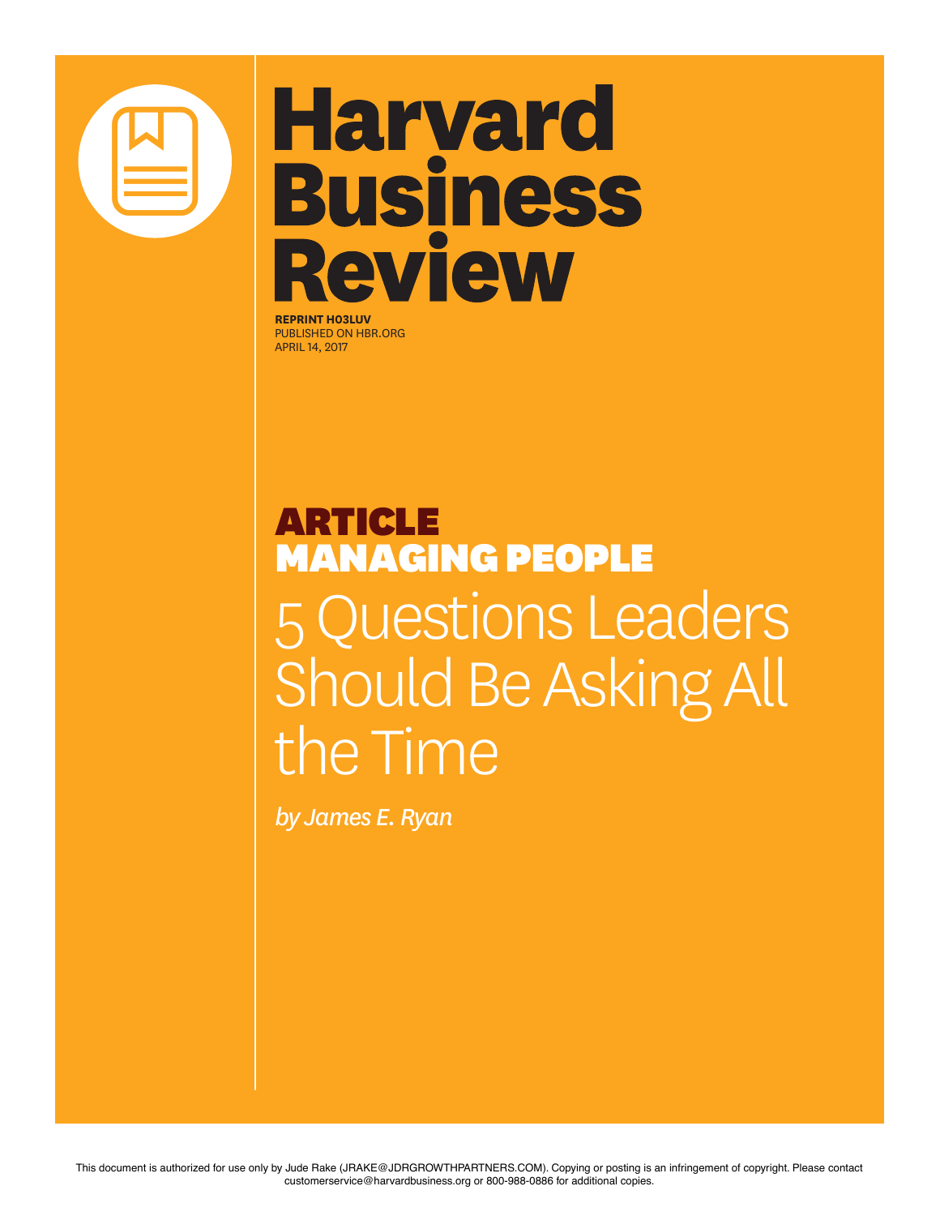# Harvard Business Review

**REPRINT H03LUV**
PUBLISHED ON HBR.ORG
APRIL 14, 2017

**ARTICLE**
**MANAGING PEOPLE**

## 5 Questions Leaders Should Be Asking All the Time

*by James E. Ryan*

This document is authorized for use only by Jude Rake (JRAKE@JDRGROWTHPARTNERS.COM). Copying or posting is an infringement of copyright. Please contact customerservice@harvardbusiness.org or 800-988-0886 for additional copies.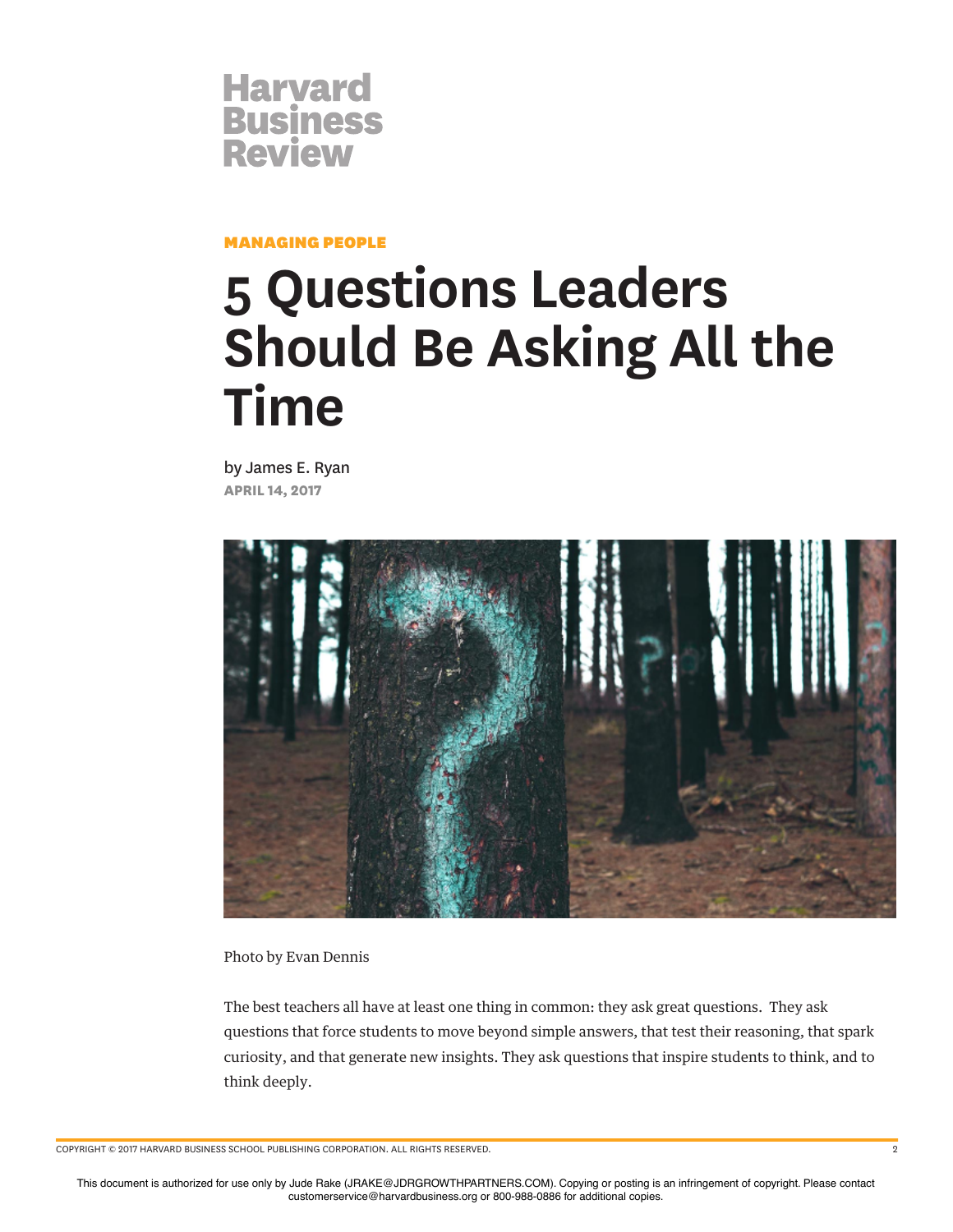Harvard Business Review

**MANAGING PEOPLE**

# 5 Questions Leaders Should Be Asking All the Time

by James E. Ryan

**APRIL 14, 2017**

Photo by Evan Dennis

The best teachers all have at least one thing in common: they ask great questions. They ask questions that force students to move beyond simple answers, that test their reasoning, that spark curiosity, and that generate new insights. They ask questions that inspire students to think, and to think deeply.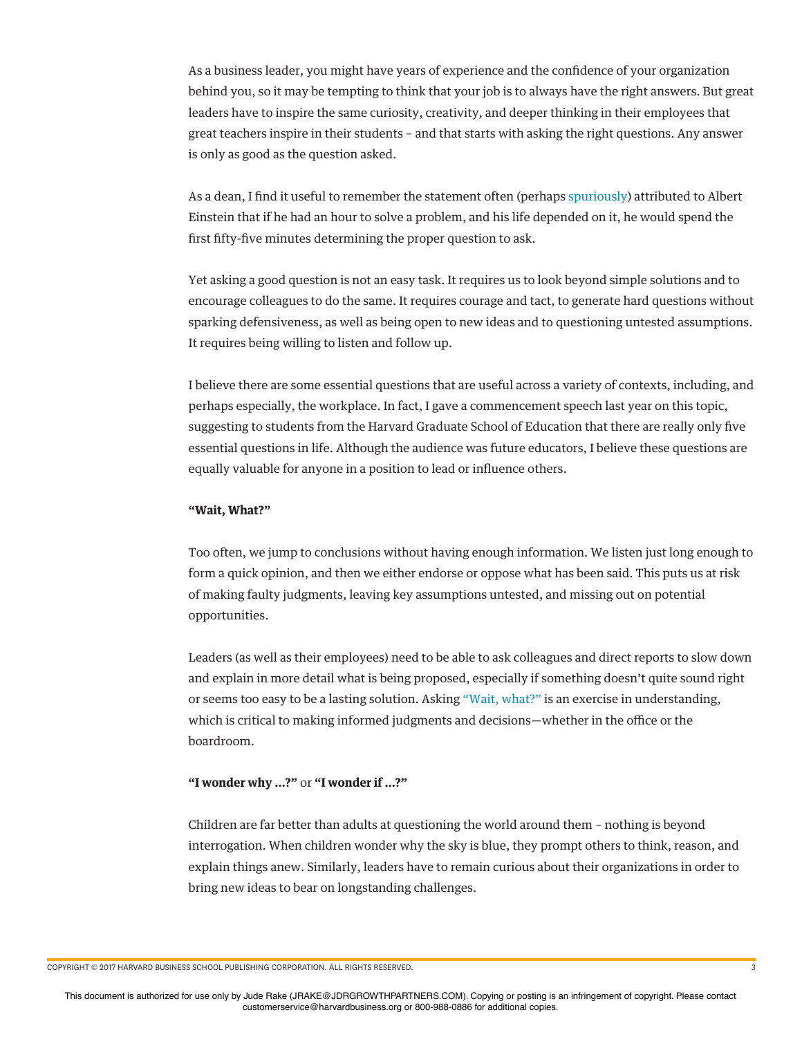As a business leader, you might have years of experience and the confidence of your organization behind you, so it may be tempting to think that your job is to always have the right answers. But great leaders have to inspire the same curiosity, creativity, and deeper thinking in their employees that great teachers inspire in their students – and that starts with asking the right questions. Any answer is only as good as the question asked.

As a dean, I find it useful to remember the statement often (perhaps spuriously) attributed to Albert Einstein that if he had an hour to solve a problem, and his life depended on it, he would spend the first fifty-five minutes determining the proper question to ask.

Yet asking a good question is not an easy task. It requires us to look beyond simple solutions and to encourage colleagues to do the same. It requires courage and tact, to generate hard questions without sparking defensiveness, as well as being open to new ideas and to questioning untested assumptions. It requires being willing to listen and follow up.

I believe there are some essential questions that are useful across a variety of contexts, including, and perhaps especially, the workplace. In fact, I gave a commencement speech last year on this topic, suggesting to students from the Harvard Graduate School of Education that there are really only five essential questions in life. Although the audience was future educators, I believe these questions are equally valuable for anyone in a position to lead or influence others.

**"Wait, What?"**

Too often, we jump to conclusions without having enough information. We listen just long enough to form a quick opinion, and then we either endorse or oppose what has been said. This puts us at risk of making faulty judgments, leaving key assumptions untested, and missing out on potential opportunities.

Leaders (as well as their employees) need to be able to ask colleagues and direct reports to slow down and explain in more detail what is being proposed, especially if something doesn't quite sound right or seems too easy to be a lasting solution. Asking "Wait, what?" is an exercise in understanding, which is critical to making informed judgments and decisions—whether in the office or the boardroom.

**"I wonder why ...?"** or **"I wonder if ...?"**

Children are far better than adults at questioning the world around them – nothing is beyond interrogation. When children wonder why the sky is blue, they prompt others to think, reason, and explain things anew. Similarly, leaders have to remain curious about their organizations in order to bring new ideas to bear on longstanding challenges.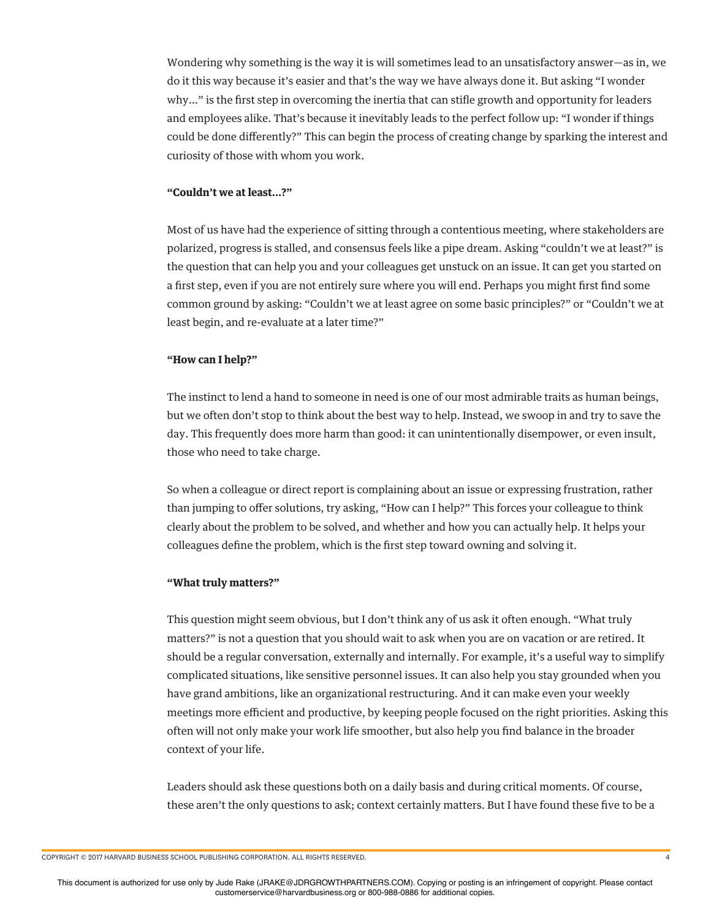Wondering why something is the way it is will sometimes lead to an unsatisfactory answer—as in, we do it this way because it's easier and that's the way we have always done it. But asking "I wonder why…" is the first step in overcoming the inertia that can stifle growth and opportunity for leaders and employees alike. That's because it inevitably leads to the perfect follow up: "I wonder if things could be done differently?" This can begin the process of creating change by sparking the interest and curiosity of those with whom you work.

**"Couldn't we at least…?"**

Most of us have had the experience of sitting through a contentious meeting, where stakeholders are polarized, progress is stalled, and consensus feels like a pipe dream. Asking "couldn't we at least?" is the question that can help you and your colleagues get unstuck on an issue. It can get you started on a first step, even if you are not entirely sure where you will end. Perhaps you might first find some common ground by asking: "Couldn't we at least agree on some basic principles?" or "Couldn't we at least begin, and re-evaluate at a later time?"

**"How can I help?"**

The instinct to lend a hand to someone in need is one of our most admirable traits as human beings, but we often don't stop to think about the best way to help. Instead, we swoop in and try to save the day. This frequently does more harm than good: it can unintentionally disempower, or even insult, those who need to take charge.

So when a colleague or direct report is complaining about an issue or expressing frustration, rather than jumping to offer solutions, try asking, "How can I help?" This forces your colleague to think clearly about the problem to be solved, and whether and how you can actually help. It helps your colleagues define the problem, which is the first step toward owning and solving it.

**"What truly matters?"**

This question might seem obvious, but I don't think any of us ask it often enough. "What truly matters?" is not a question that you should wait to ask when you are on vacation or are retired. It should be a regular conversation, externally and internally. For example, it's a useful way to simplify complicated situations, like sensitive personnel issues. It can also help you stay grounded when you have grand ambitions, like an organizational restructuring. And it can make even your weekly meetings more efficient and productive, by keeping people focused on the right priorities. Asking this often will not only make your work life smoother, but also help you find balance in the broader context of your life.

Leaders should ask these questions both on a daily basis and during critical moments. Of course, these aren't the only questions to ask; context certainly matters. But I have found these five to be a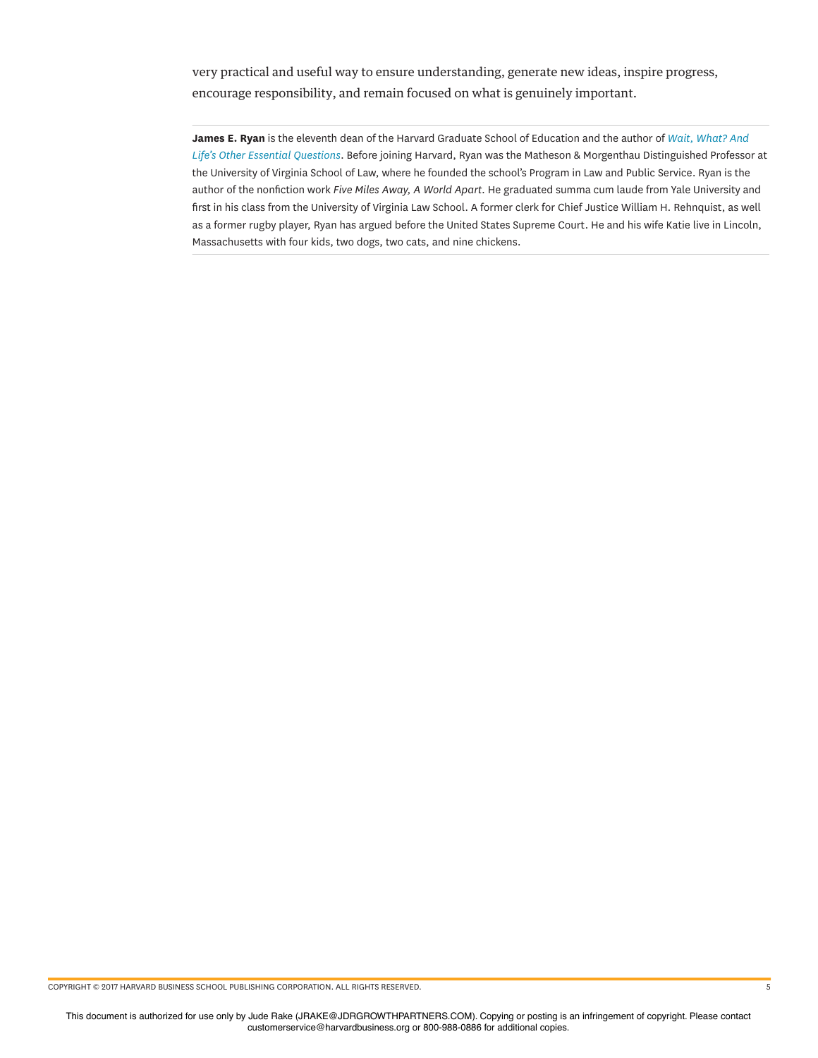very practical and useful way to ensure understanding, generate new ideas, inspire progress, encourage responsibility, and remain focused on what is genuinely important.

---

**James E. Ryan** is the eleventh dean of the Harvard Graduate School of Education and the author of *Wait, What? And Life's Other Essential Questions*. Before joining Harvard, Ryan was the Matheson & Morgenthau Distinguished Professor at the University of Virginia School of Law, where he founded the school's Program in Law and Public Service. Ryan is the author of the nonfiction work *Five Miles Away, A World Apart*. He graduated summa cum laude from Yale University and first in his class from the University of Virginia Law School. A former clerk for Chief Justice William H. Rehnquist, as well as a former rugby player, Ryan has argued before the United States Supreme Court. He and his wife Katie live in Lincoln, Massachusetts with four kids, two dogs, two cats, and nine chickens.

---